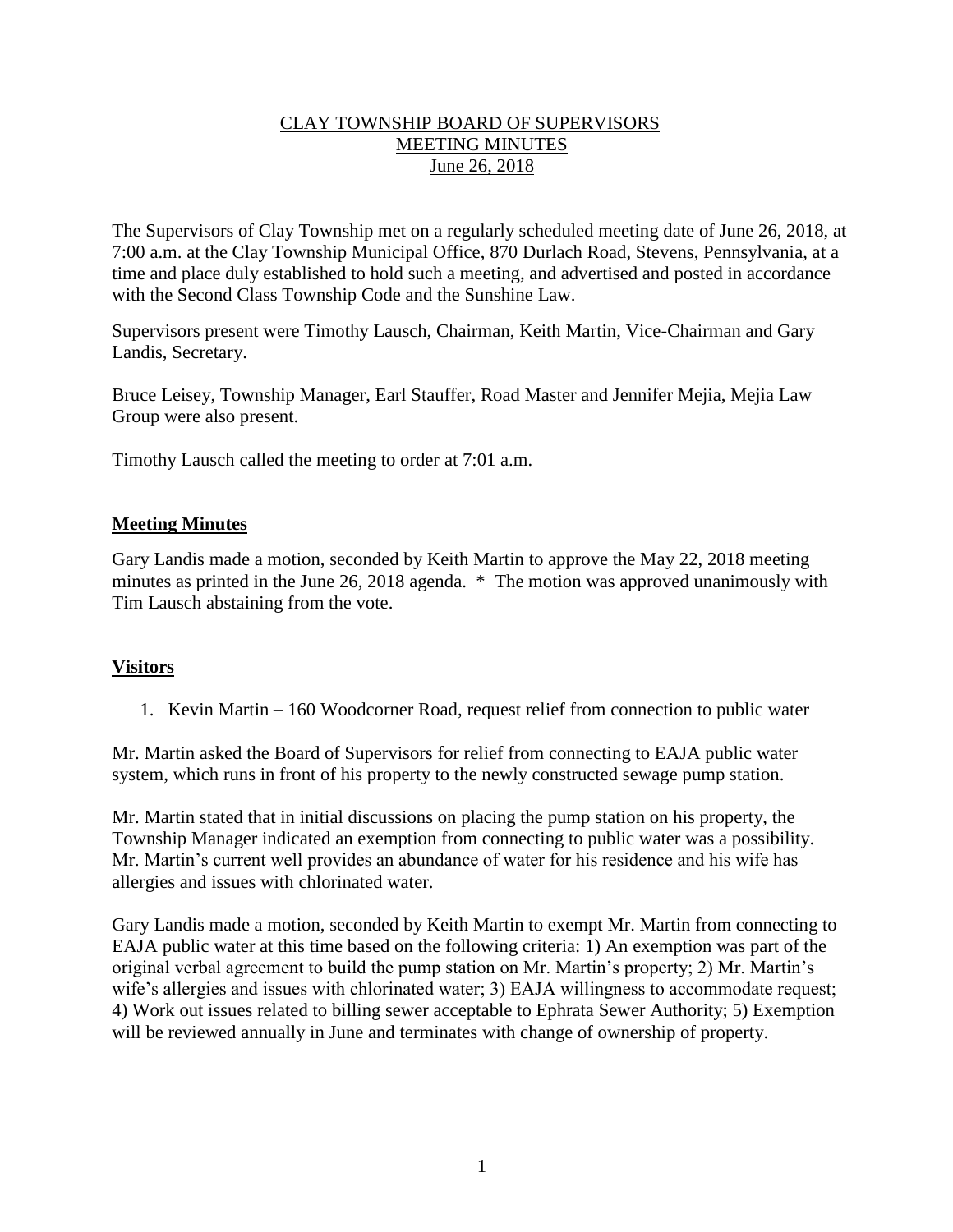# CLAY TOWNSHIP BOARD OF SUPERVISORS
## MEETING MINUTES
### June 26, 2018

The Supervisors of Clay Township met on a regularly scheduled meeting date of June 26, 2018, at 7:00 a.m. at the Clay Township Municipal Office, 870 Durlach Road, Stevens, Pennsylvania, at a time and place duly established to hold such a meeting, and advertised and posted in accordance with the Second Class Township Code and the Sunshine Law.

Supervisors present were Timothy Lausch, Chairman, Keith Martin, Vice-Chairman and Gary Landis, Secretary.

Bruce Leisey, Township Manager, Earl Stauffer, Road Master and Jennifer Mejia, Mejia Law Group were also present.

Timothy Lausch called the meeting to order at 7:01 a.m.

## Meeting Minutes

Gary Landis made a motion, seconded by Keith Martin to approve the May 22, 2018 meeting minutes as printed in the June 26, 2018 agenda. * The motion was approved unanimously with Tim Lausch abstaining from the vote.

## Visitors

1. Kevin Martin – 160 Woodcorner Road, request relief from connection to public water

Mr. Martin asked the Board of Supervisors for relief from connecting to EAJA public water system, which runs in front of his property to the newly constructed sewage pump station.

Mr. Martin stated that in initial discussions on placing the pump station on his property, the Township Manager indicated an exemption from connecting to public water was a possibility. Mr. Martin's current well provides an abundance of water for his residence and his wife has allergies and issues with chlorinated water.

Gary Landis made a motion, seconded by Keith Martin to exempt Mr. Martin from connecting to EAJA public water at this time based on the following criteria: 1) An exemption was part of the original verbal agreement to build the pump station on Mr. Martin's property; 2) Mr. Martin's wife's allergies and issues with chlorinated water; 3) EAJA willingness to accommodate request; 4) Work out issues related to billing sewer acceptable to Ephrata Sewer Authority; 5) Exemption will be reviewed annually in June and terminates with change of ownership of property.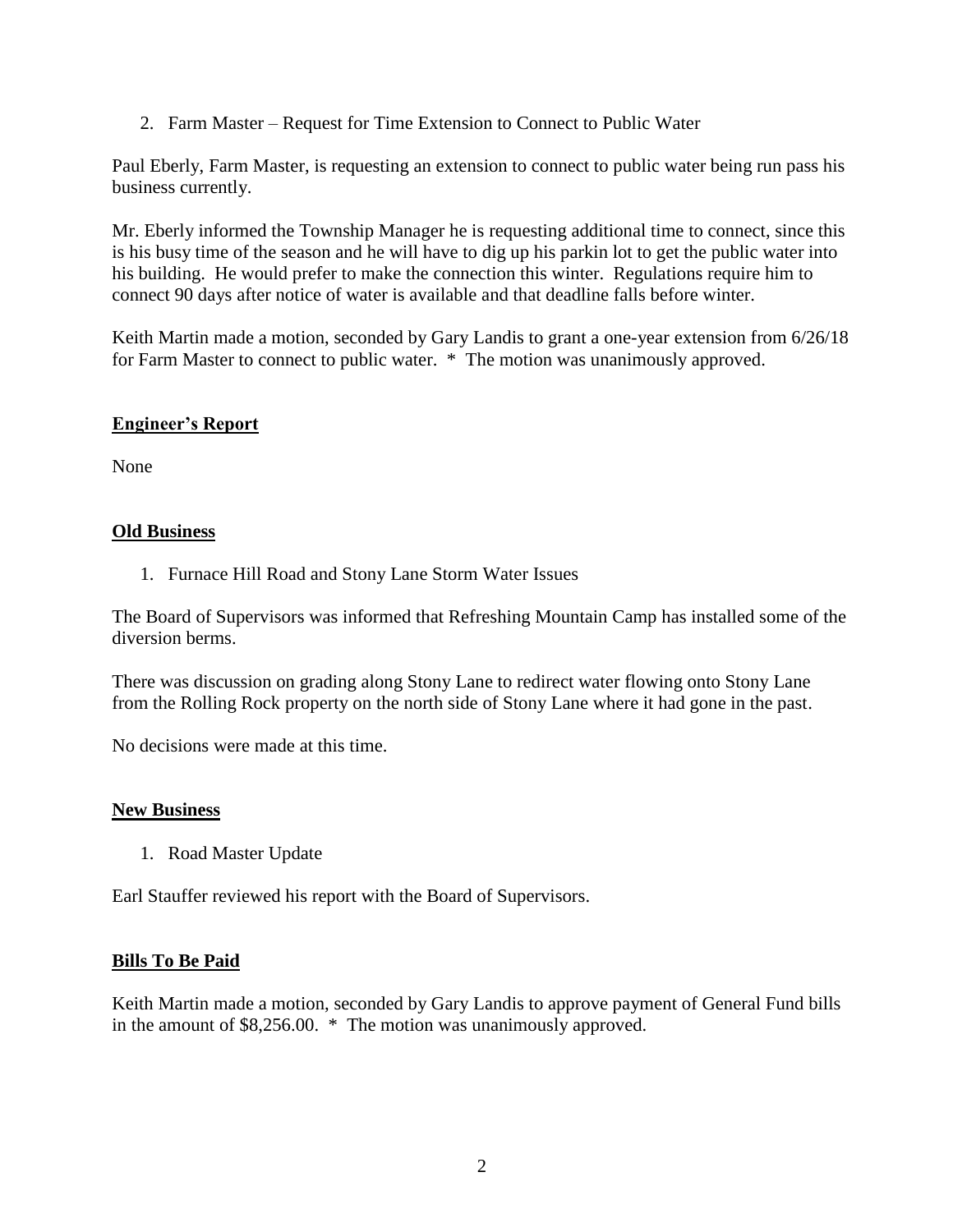2. Farm Master – Request for Time Extension to Connect to Public Water

Paul Eberly, Farm Master, is requesting an extension to connect to public water being run pass his business currently.

Mr. Eberly informed the Township Manager he is requesting additional time to connect, since this is his busy time of the season and he will have to dig up his parkin lot to get the public water into his building. He would prefer to make the connection this winter. Regulations require him to connect 90 days after notice of water is available and that deadline falls before winter.

Keith Martin made a motion, seconded by Gary Landis to grant a one-year extension from 6/26/18 for Farm Master to connect to public water. * The motion was unanimously approved.

## **Engineer's Report**

None

## **Old Business**

1. Furnace Hill Road and Stony Lane Storm Water Issues

The Board of Supervisors was informed that Refreshing Mountain Camp has installed some of the diversion berms.

There was discussion on grading along Stony Lane to redirect water flowing onto Stony Lane from the Rolling Rock property on the north side of Stony Lane where it had gone in the past.

No decisions were made at this time.

## **New Business**

1. Road Master Update

Earl Stauffer reviewed his report with the Board of Supervisors.

## **Bills To Be Paid**

Keith Martin made a motion, seconded by Gary Landis to approve payment of General Fund bills in the amount of $8,256.00. * The motion was unanimously approved.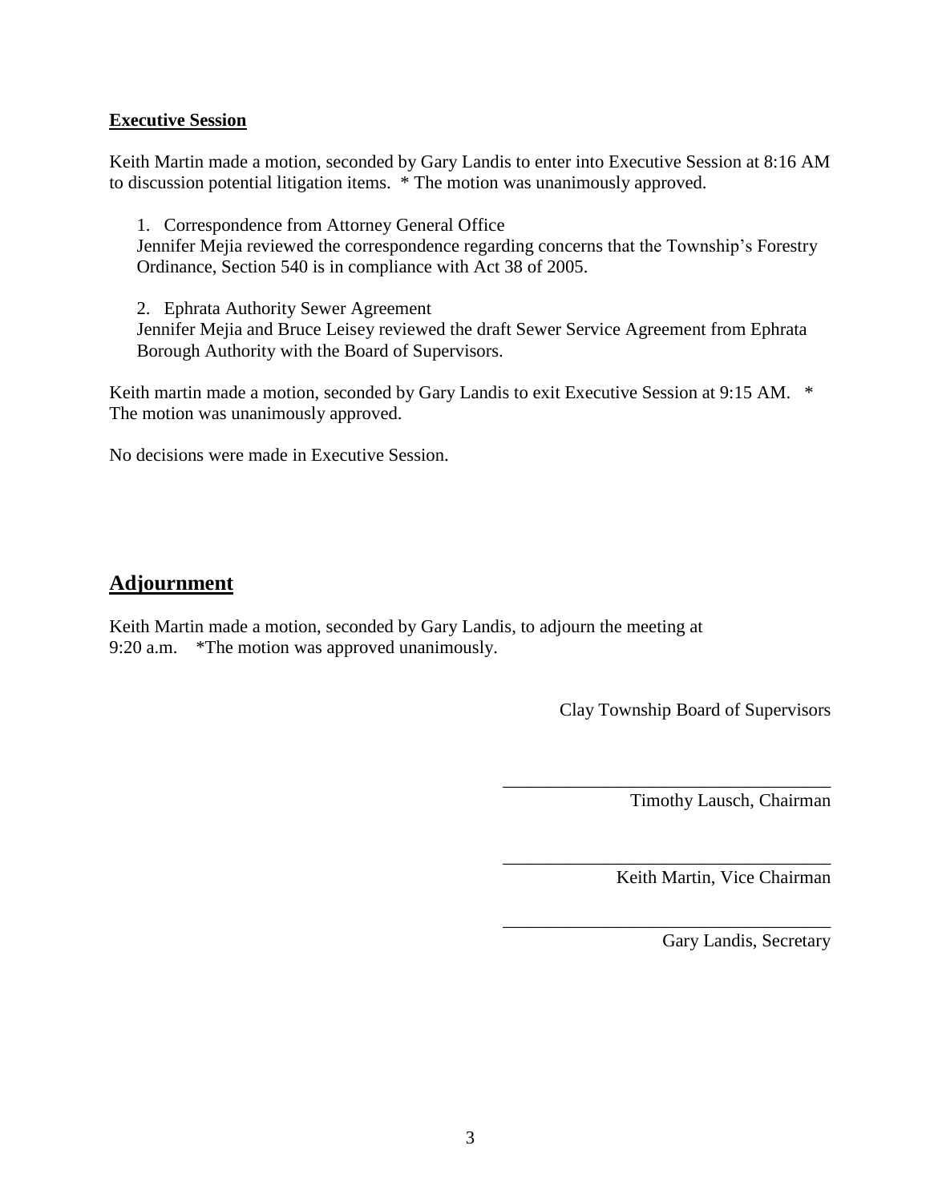**Executive Session**

Keith Martin made a motion, seconded by Gary Landis to enter into Executive Session at 8:16 AM to discussion potential litigation items. * The motion was unanimously approved.

1. Correspondence from Attorney General Office
   Jennifer Mejia reviewed the correspondence regarding concerns that the Township's Forestry Ordinance, Section 540 is in compliance with Act 38 of 2005.

2. Ephrata Authority Sewer Agreement
   Jennifer Mejia and Bruce Leisey reviewed the draft Sewer Service Agreement from Ephrata Borough Authority with the Board of Supervisors.

Keith martin made a motion, seconded by Gary Landis to exit Executive Session at 9:15 AM. * The motion was unanimously approved.

No decisions were made in Executive Session.

## Adjournment

Keith Martin made a motion, seconded by Gary Landis, to adjourn the meeting at 9:20 a.m. *The motion was approved unanimously.

Clay Township Board of Supervisors

_____________________________________
Timothy Lausch, Chairman

_____________________________________
Keith Martin, Vice Chairman

_____________________________________
Gary Landis, Secretary